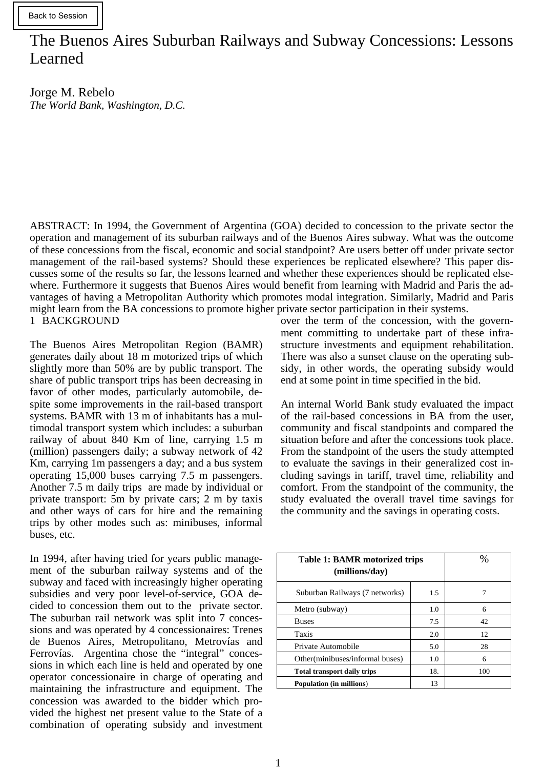# The Buenos Aires Suburban Railways and Subway Concessions: Lessons Learned

Jorge M. Rebelo
*The World Bank, Washington, D.C.*

ABSTRACT: In 1994, the Government of Argentina (GOA) decided to concession to the private sector the operation and management of its suburban railways and of the Buenos Aires subway. What was the outcome of these concessions from the fiscal, economic and social standpoint? Are users better off under private sector management of the rail-based systems? Should these experiences be replicated elsewhere? This paper discusses some of the results so far, the lessons learned and whether these experiences should be replicated elsewhere. Furthermore it suggests that Buenos Aires would benefit from learning with Madrid and Paris the advantages of having a Metropolitan Authority which promotes modal integration. Similarly, Madrid and Paris might learn from the BA concessions to promote higher private sector participation in their systems.

## 1 BACKGROUND

The Buenos Aires Metropolitan Region (BAMR) generates daily about 18 m motorized trips of which slightly more than 50% are by public transport. The share of public transport trips has been decreasing in favor of other modes, particularly automobile, despite some improvements in the rail-based transport systems. BAMR with 13 m of inhabitants has a multimodal transport system which includes: a suburban railway of about 840 Km of line, carrying 1.5 m (million) passengers daily; a subway network of 42 Km, carrying 1m passengers a day; and a bus system operating 15,000 buses carrying 7.5 m passengers. Another 7.5 m daily trips are made by individual or private transport: 5m by private cars; 2 m by taxis and other ways of cars for hire and the remaining trips by other modes such as: minibuses, informal buses, etc.

In 1994, after having tried for years public management of the suburban railway systems and of the subway and faced with increasingly higher operating subsidies and very poor level-of-service, GOA decided to concession them out to the private sector. The suburban rail network was split into 7 concessions and was operated by 4 concessionaires: Trenes de Buenos Aires, Metropolitano, Metrovías and Ferrovías. Argentina chose the "integral" concessions in which each line is held and operated by one operator concessionaire in charge of operating and maintaining the infrastructure and equipment. The concession was awarded to the bidder which provided the highest net present value to the State of a combination of operating subsidy and investment over the term of the concession, with the government committing to undertake part of these infrastructure investments and equipment rehabilitation. There was also a sunset clause on the operating subsidy, in other words, the operating subsidy would end at some point in time specified in the bid.

An internal World Bank study evaluated the impact of the rail-based concessions in BA from the user, community and fiscal standpoints and compared the situation before and after the concessions took place. From the standpoint of the users the study attempted to evaluate the savings in their generalized cost including savings in tariff, travel time, reliability and comfort. From the standpoint of the community, the study evaluated the overall travel time savings for the community and the savings in operating costs.

| **Table 1: BAMR motorized trips (millions/day)** | | % |
|---|---|---|
| Suburban Railways (7 networks) | 1.5 | 7 |
| Metro (subway) | 1.0 | 6 |
| Buses | 7.5 | 42 |
| Taxis | 2.0 | 12 |
| Private Automobile | 5.0 | 28 |
| Other(minibuses/informal buses) | 1.0 | 6 |
| **Total transport daily trips** | 18. | 100 |
| **Population (in millions)** | 13 | |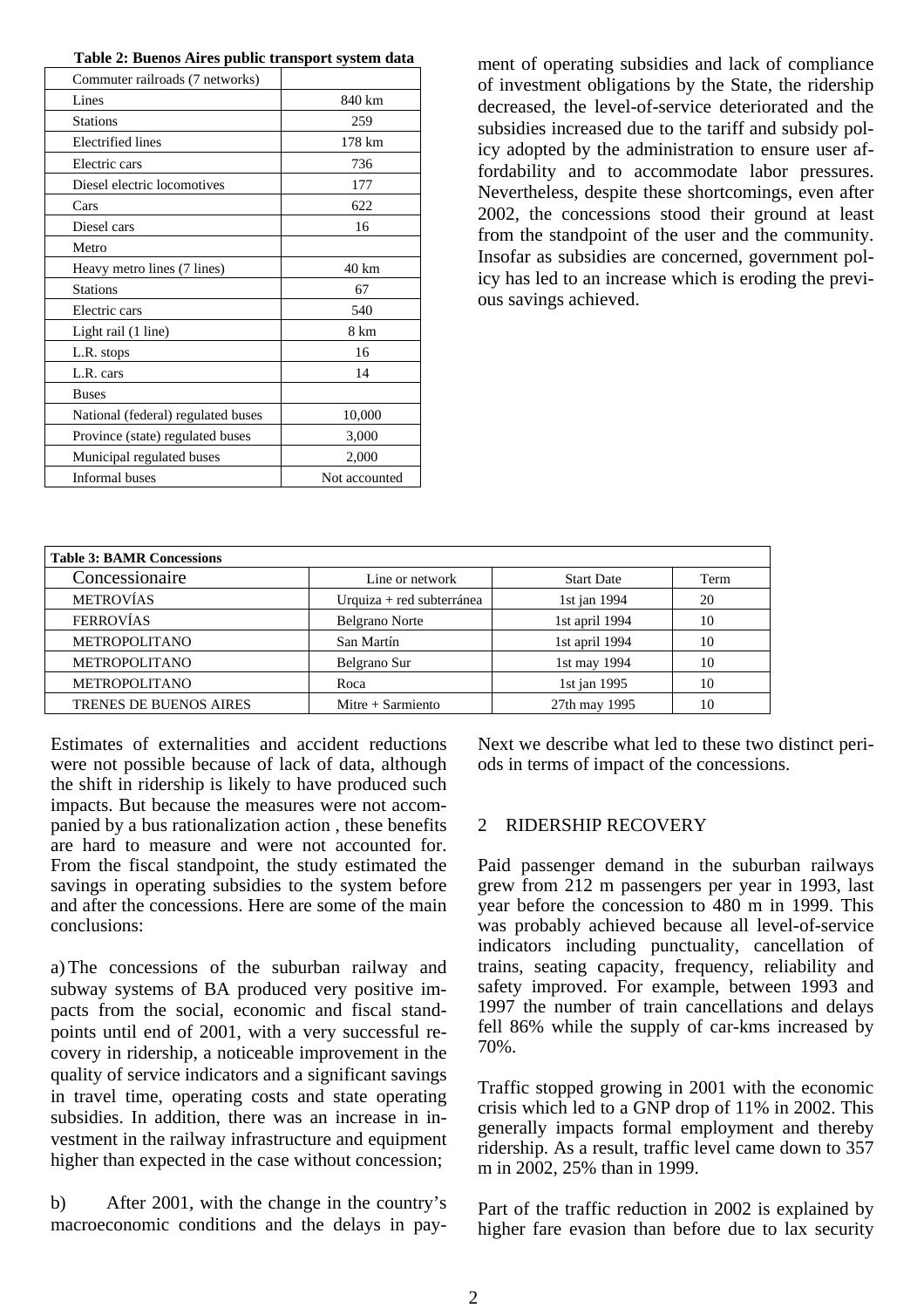**Table 2: Buenos Aires public transport system data**

| Commuter railroads (7 networks) | |
|---|---|
| Lines | 840 km |
| Stations | 259 |
| Electrified lines | 178 km |
| Electric cars | 736 |
| Diesel electric locomotives | 177 |
| Cars | 622 |
| Diesel cars | 16 |
| Metro | |
| Heavy metro lines (7 lines) | 40 km |
| Stations | 67 |
| Electric cars | 540 |
| Light rail (1 line) | 8 km |
| L.R. stops | 16 |
| L.R. cars | 14 |
| Buses | |
| National (federal) regulated buses | 10,000 |
| Province (state) regulated buses | 3,000 |
| Municipal regulated buses | 2,000 |
| Informal buses | Not accounted |

ment of operating subsidies and lack of compliance of investment obligations by the State, the ridership decreased, the level-of-service deteriorated and the subsidies increased due to the tariff and subsidy policy adopted by the administration to ensure user affordability and to accommodate labor pressures. Nevertheless, despite these shortcomings, even after 2002, the concessions stood their ground at least from the standpoint of the user and the community. Insofar as subsidies are concerned, government policy has led to an increase which is eroding the previous savings achieved.

**Table 3: BAMR Concessions**

| Concessionaire | Line or network | Start Date | Term |
|---|---|---|---|
| METROVÍAS | Urquiza + red subterránea | 1st jan 1994 | 20 |
| FERROVÍAS | Belgrano Norte | 1st april 1994 | 10 |
| METROPOLITANO | San Martín | 1st april 1994 | 10 |
| METROPOLITANO | Belgrano Sur | 1st may 1994 | 10 |
| METROPOLITANO | Roca | 1st jan 1995 | 10 |
| TRENES DE BUENOS AIRES | Mitre + Sarmiento | 27th may 1995 | 10 |

Estimates of externalities and accident reductions were not possible because of lack of data, although the shift in ridership is likely to have produced such impacts. But because the measures were not accompanied by a bus rationalization action , these benefits are hard to measure and were not accounted for. From the fiscal standpoint, the study estimated the savings in operating subsidies to the system before and after the concessions. Here are some of the main conclusions:

a) The concessions of the suburban railway and subway systems of BA produced very positive impacts from the social, economic and fiscal standpoints until end of 2001, with a very successful recovery in ridership, a noticeable improvement in the quality of service indicators and a significant savings in travel time, operating costs and state operating subsidies. In addition, there was an increase in investment in the railway infrastructure and equipment higher than expected in the case without concession;

b) After 2001, with the change in the country's macroeconomic conditions and the delays in payment of operating subsidies and lack of compliance of investment obligations by the State, the ridership decreased, the level-of-service deteriorated and the subsidies increased due to the tariff and subsidy policy adopted by the administration to ensure user affordability and to accommodate labor pressures.

Next we describe what led to these two distinct periods in terms of impact of the concessions.

## 2 RIDERSHIP RECOVERY

Paid passenger demand in the suburban railways grew from 212 m passengers per year in 1993, last year before the concession to 480 m in 1999. This was probably achieved because all level-of-service indicators including punctuality, cancellation of trains, seating capacity, frequency, reliability and safety improved. For example, between 1993 and 1997 the number of train cancellations and delays fell 86% while the supply of car-kms increased by 70%.

Traffic stopped growing in 2001 with the economic crisis which led to a GNP drop of 11% in 2002. This generally impacts formal employment and thereby ridership. As a result, traffic level came down to 357 m in 2002, 25% than in 1999.

Part of the traffic reduction in 2002 is explained by higher fare evasion than before due to lax security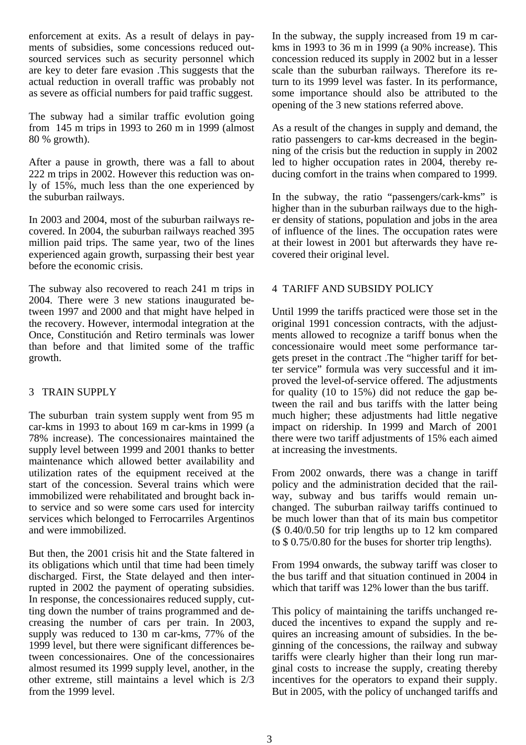enforcement at exits. As a result of delays in payments of subsidies, some concessions reduced outsourced services such as security personnel which are key to deter fare evasion .This suggests that the actual reduction in overall traffic was probably not as severe as official numbers for paid traffic suggest.

The subway had a similar traffic evolution going from 145 m trips in 1993 to 260 m in 1999 (almost 80 % growth).

After a pause in growth, there was a fall to about 222 m trips in 2002. However this reduction was only of 15%, much less than the one experienced by the suburban railways.

In 2003 and 2004, most of the suburban railways recovered. In 2004, the suburban railways reached 395 million paid trips. The same year, two of the lines experienced again growth, surpassing their best year before the economic crisis.

The subway also recovered to reach 241 m trips in 2004. There were 3 new stations inaugurated between 1997 and 2000 and that might have helped in the recovery. However, intermodal integration at the Once, Constitución and Retiro terminals was lower than before and that limited some of the traffic growth.

## 3 TRAIN SUPPLY

The suburban train system supply went from 95 m car-kms in 1993 to about 169 m car-kms in 1999 (a 78% increase). The concessionaires maintained the supply level between 1999 and 2001 thanks to better maintenance which allowed better availability and utilization rates of the equipment received at the start of the concession. Several trains which were immobilized were rehabilitated and brought back into service and so were some cars used for intercity services which belonged to Ferrocarriles Argentinos and were immobilized.

But then, the 2001 crisis hit and the State faltered in its obligations which until that time had been timely discharged. First, the State delayed and then interrupted in 2002 the payment of operating subsidies. In response, the concessionaires reduced supply, cutting down the number of trains programmed and decreasing the number of cars per train. In 2003, supply was reduced to 130 m car-kms, 77% of the 1999 level, but there were significant differences between concessionaires. One of the concessionaires almost resumed its 1999 supply level, another, in the other extreme, still maintains a level which is 2/3 from the 1999 level.

In the subway, the supply increased from 19 m car-kms in 1993 to 36 m in 1999 (a 90% increase). This concession reduced its supply in 2002 but in a lesser scale than the suburban railways. Therefore its return to its 1999 level was faster. In its performance, some importance should also be attributed to the opening of the 3 new stations referred above.

As a result of the changes in supply and demand, the ratio passengers to car-kms decreased in the beginning of the crisis but the reduction in supply in 2002 led to higher occupation rates in 2004, thereby reducing comfort in the trains when compared to 1999.

In the subway, the ratio "passengers/cark-kms" is higher than in the suburban railways due to the higher density of stations, population and jobs in the area of influence of the lines. The occupation rates were at their lowest in 2001 but afterwards they have recovered their original level.

## 4 TARIFF AND SUBSIDY POLICY

Until 1999 the tariffs practiced were those set in the original 1991 concession contracts, with the adjustments allowed to recognize a tariff bonus when the concessionaire would meet some performance targets preset in the contract .The "higher tariff for better service" formula was very successful and it improved the level-of-service offered. The adjustments for quality (10 to 15%) did not reduce the gap between the rail and bus tariffs with the latter being much higher; these adjustments had little negative impact on ridership. In 1999 and March of 2001 there were two tariff adjustments of 15% each aimed at increasing the investments.

From 2002 onwards, there was a change in tariff policy and the administration decided that the railway, subway and bus tariffs would remain unchanged. The suburban railway tariffs continued to be much lower than that of its main bus competitor ($ 0.40/0.50 for trip lengths up to 12 km compared to $ 0.75/0.80 for the buses for shorter trip lengths).

From 1994 onwards, the subway tariff was closer to the bus tariff and that situation continued in 2004 in which that tariff was 12% lower than the bus tariff.

This policy of maintaining the tariffs unchanged reduced the incentives to expand the supply and requires an increasing amount of subsidies. In the beginning of the concessions, the railway and subway tariffs were clearly higher than their long run marginal costs to increase the supply, creating thereby incentives for the operators to expand their supply. But in 2005, with the policy of unchanged tariffs and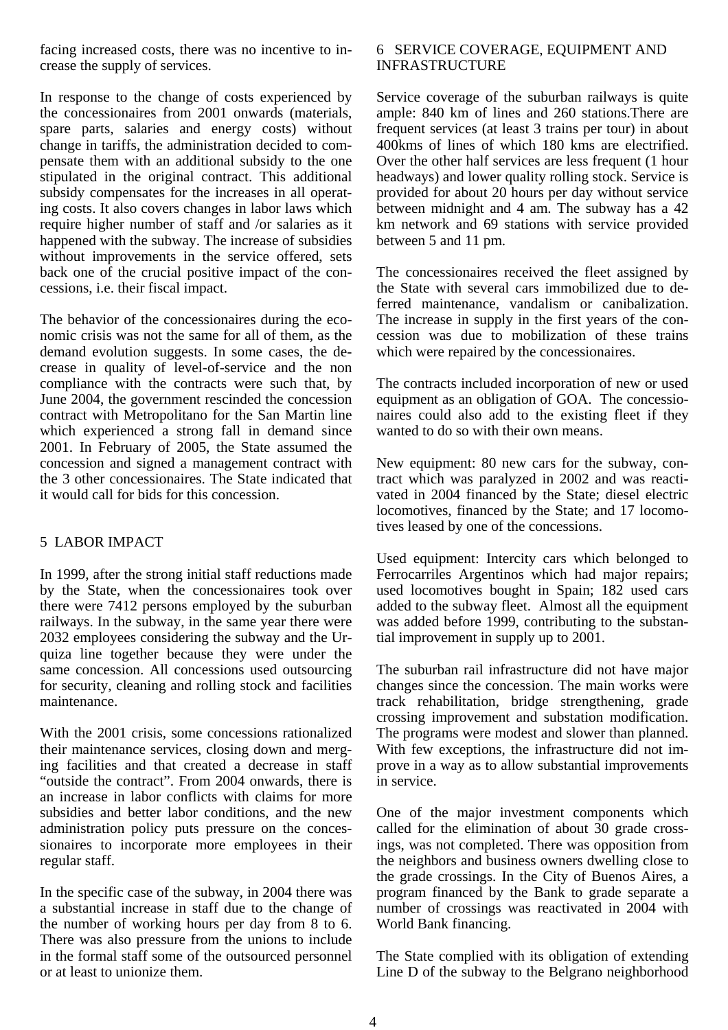facing increased costs, there was no incentive to increase the supply of services.

In response to the change of costs experienced by the concessionaires from 2001 onwards (materials, spare parts, salaries and energy costs) without change in tariffs, the administration decided to compensate them with an additional subsidy to the one stipulated in the original contract. This additional subsidy compensates for the increases in all operating costs. It also covers changes in labor laws which require higher number of staff and /or salaries as it happened with the subway. The increase of subsidies without improvements in the service offered, sets back one of the crucial positive impact of the concessions, i.e. their fiscal impact.

The behavior of the concessionaires during the economic crisis was not the same for all of them, as the demand evolution suggests. In some cases, the decrease in quality of level-of-service and the non compliance with the contracts were such that, by June 2004, the government rescinded the concession contract with Metropolitano for the San Martin line which experienced a strong fall in demand since 2001. In February of 2005, the State assumed the concession and signed a management contract with the 3 other concessionaires. The State indicated that it would call for bids for this concession.

## 5 LABOR IMPACT

In 1999, after the strong initial staff reductions made by the State, when the concessionaires took over there were 7412 persons employed by the suburban railways. In the subway, in the same year there were 2032 employees considering the subway and the Urquiza line together because they were under the same concession. All concessions used outsourcing for security, cleaning and rolling stock and facilities maintenance.

With the 2001 crisis, some concessions rationalized their maintenance services, closing down and merging facilities and that created a decrease in staff "outside the contract". From 2004 onwards, there is an increase in labor conflicts with claims for more subsidies and better labor conditions, and the new administration policy puts pressure on the concessionaires to incorporate more employees in their regular staff.

In the specific case of the subway, in 2004 there was a substantial increase in staff due to the change of the number of working hours per day from 8 to 6. There was also pressure from the unions to include in the formal staff some of the outsourced personnel or at least to unionize them.

## 6 SERVICE COVERAGE, EQUIPMENT AND INFRASTRUCTURE

Service coverage of the suburban railways is quite ample: 840 km of lines and 260 stations.There are frequent services (at least 3 trains per tour) in about 400kms of lines of which 180 kms are electrified. Over the other half services are less frequent (1 hour headways) and lower quality rolling stock. Service is provided for about 20 hours per day without service between midnight and 4 am. The subway has a 42 km network and 69 stations with service provided between 5 and 11 pm.

The concessionaires received the fleet assigned by the State with several cars immobilized due to deferred maintenance, vandalism or canibalization. The increase in supply in the first years of the concession was due to mobilization of these trains which were repaired by the concessionaires.

The contracts included incorporation of new or used equipment as an obligation of GOA. The concessionaires could also add to the existing fleet if they wanted to do so with their own means.

New equipment: 80 new cars for the subway, contract which was paralyzed in 2002 and was reactivated in 2004 financed by the State; diesel electric locomotives, financed by the State; and 17 locomotives leased by one of the concessions.

Used equipment: Intercity cars which belonged to Ferrocarriles Argentinos which had major repairs; used locomotives bought in Spain; 182 used cars added to the subway fleet. Almost all the equipment was added before 1999, contributing to the substantial improvement in supply up to 2001.

The suburban rail infrastructure did not have major changes since the concession. The main works were track rehabilitation, bridge strengthening, grade crossing improvement and substation modification. The programs were modest and slower than planned. With few exceptions, the infrastructure did not improve in a way as to allow substantial improvements in service.

One of the major investment components which called for the elimination of about 30 grade crossings, was not completed. There was opposition from the neighbors and business owners dwelling close to the grade crossings. In the City of Buenos Aires, a program financed by the Bank to grade separate a number of crossings was reactivated in 2004 with World Bank financing.

The State complied with its obligation of extending Line D of the subway to the Belgrano neighborhood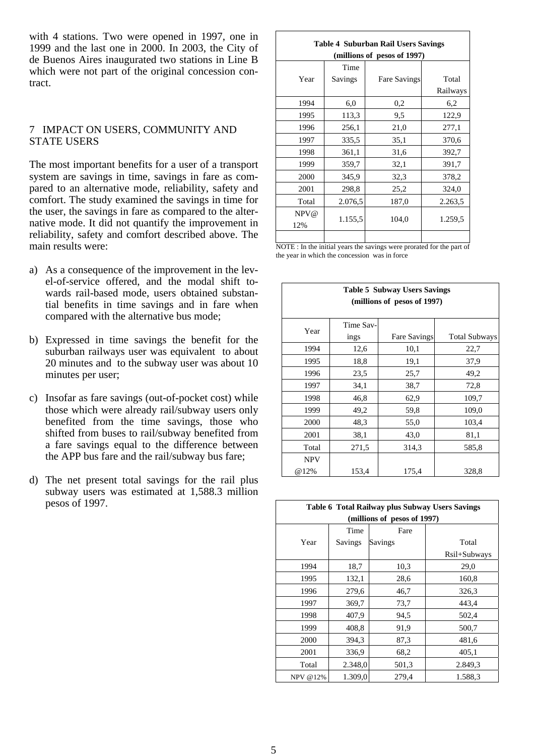with 4 stations. Two were opened in 1997, one in 1999 and the last one in 2000. In 2003, the City of de Buenos Aires inaugurated two stations in Line B which were not part of the original concession contract.

## 7 IMPACT ON USERS, COMMUNITY AND STATE USERS

The most important benefits for a user of a transport system are savings in time, savings in fare as compared to an alternative mode, reliability, safety and comfort. The study examined the savings in time for the user, the savings in fare as compared to the alternative mode. It did not quantify the improvement in reliability, safety and comfort described above. The main results were:

a) As a consequence of the improvement in the level-of-service offered, and the modal shift towards rail-based mode, users obtained substantial benefits in time savings and in fare when compared with the alternative bus mode;

b) Expressed in time savings the benefit for the suburban railways user was equivalent to about 20 minutes and to the subway user was about 10 minutes per user;

c) Insofar as fare savings (out-of-pocket cost) while those which were already rail/subway users only benefited from the time savings, those who shifted from buses to rail/subway benefited from a fare savings equal to the difference between the APP bus fare and the rail/subway bus fare;

d) The net present total savings for the rail plus subway users was estimated at 1,588.3 million pesos of 1997.

**Table 4 Suburban Rail Users Savings (millions of pesos of 1997)**

| Year | Time Savings | Fare Savings | Total Railways |
|---|---|---|---|
| 1994 | 6,0 | 0,2 | 6,2 |
| 1995 | 113,3 | 9,5 | 122,9 |
| 1996 | 256,1 | 21,0 | 277,1 |
| 1997 | 335,5 | 35,1 | 370,6 |
| 1998 | 361,1 | 31,6 | 392,7 |
| 1999 | 359,7 | 32,1 | 391,7 |
| 2000 | 345,9 | 32,3 | 378,2 |
| 2001 | 298,8 | 25,2 | 324,0 |
| Total | 2.076,5 | 187,0 | 2.263,5 |
| NPV@ 12% | 1.155,5 | 104,0 | 1.259,5 |
| | | | |

NOTE : In the initial years the savings were prorated for the part of the year in which the concession was in force

**Table 5 Subway Users Savings (millions of pesos of 1997)**

| Year | Time Savings | Fare Savings | Total Subways |
|---|---|---|---|
| 1994 | 12,6 | 10,1 | 22,7 |
| 1995 | 18,8 | 19,1 | 37,9 |
| 1996 | 23,5 | 25,7 | 49,2 |
| 1997 | 34,1 | 38,7 | 72,8 |
| 1998 | 46,8 | 62,9 | 109,7 |
| 1999 | 49,2 | 59,8 | 109,0 |
| 2000 | 48,3 | 55,0 | 103,4 |
| 2001 | 38,1 | 43,0 | 81,1 |
| Total | 271,5 | 314,3 | 585,8 |
| NPV @12% | 153,4 | 175,4 | 328,8 |

**Table 6 Total Railway plus Subway Users Savings (millions of pesos of 1997)**

| Year | Time Savings | Fare Savings | Total Rsil+Subways |
|---|---|---|---|
| 1994 | 18,7 | 10,3 | 29,0 |
| 1995 | 132,1 | 28,6 | 160,8 |
| 1996 | 279,6 | 46,7 | 326,3 |
| 1997 | 369,7 | 73,7 | 443,4 |
| 1998 | 407,9 | 94,5 | 502,4 |
| 1999 | 408,8 | 91,9 | 500,7 |
| 2000 | 394,3 | 87,3 | 481,6 |
| 2001 | 336,9 | 68,2 | 405,1 |
| Total | 2.348,0 | 501,3 | 2.849,3 |
| NPV @12% | 1.309,0 | 279,4 | 1.588,3 |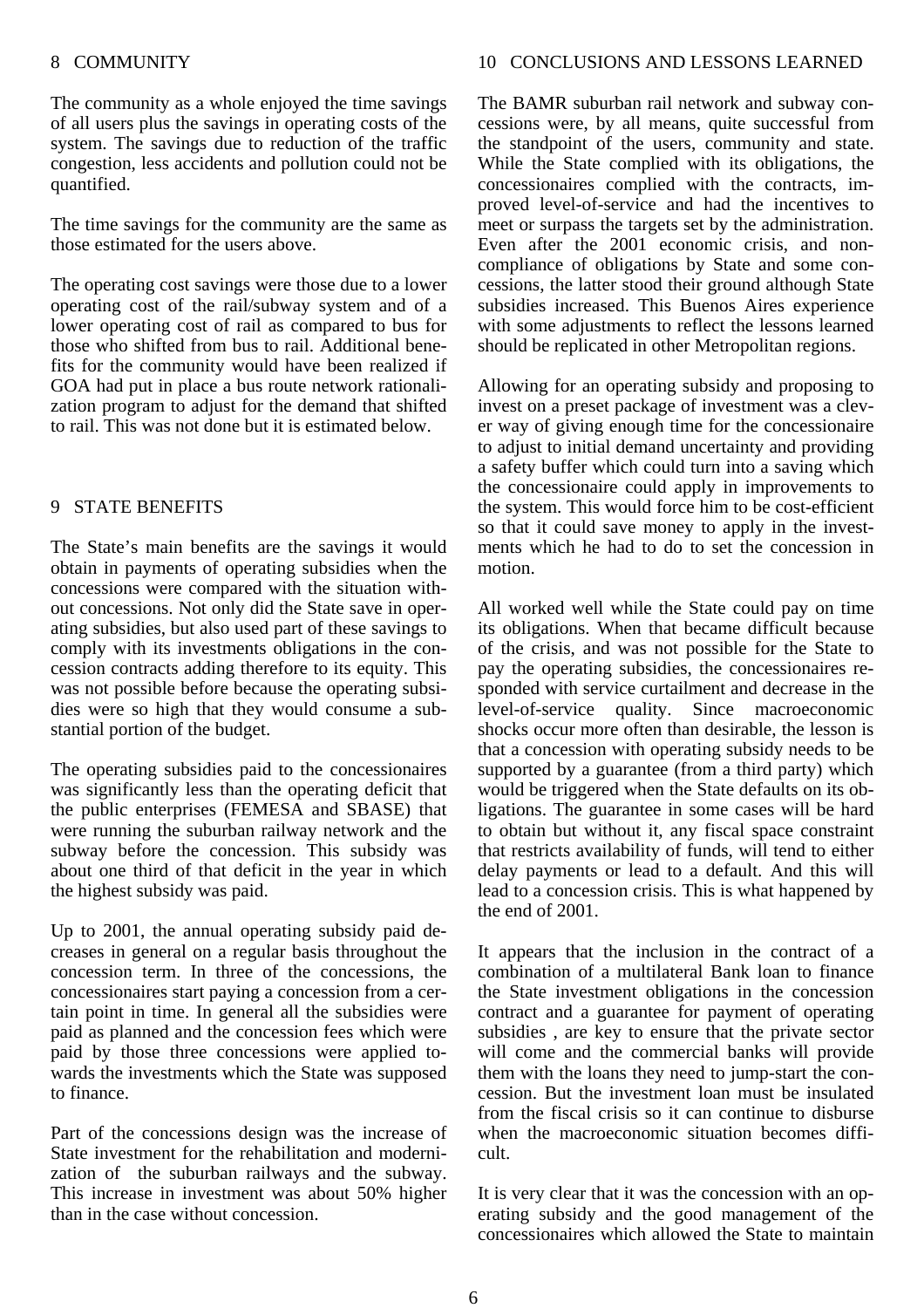## 8 COMMUNITY

The community as a whole enjoyed the time savings of all users plus the savings in operating costs of the system. The savings due to reduction of the traffic congestion, less accidents and pollution could not be quantified.

The time savings for the community are the same as those estimated for the users above.

The operating cost savings were those due to a lower operating cost of the rail/subway system and of a lower operating cost of rail as compared to bus for those who shifted from bus to rail. Additional benefits for the community would have been realized if GOA had put in place a bus route network rationalization program to adjust for the demand that shifted to rail. This was not done but it is estimated below.

## 9 STATE BENEFITS

The State's main benefits are the savings it would obtain in payments of operating subsidies when the concessions were compared with the situation without concessions. Not only did the State save in operating subsidies, but also used part of these savings to comply with its investments obligations in the concession contracts adding therefore to its equity. This was not possible before because the operating subsidies were so high that they would consume a substantial portion of the budget.

The operating subsidies paid to the concessionaires was significantly less than the operating deficit that the public enterprises (FEMESA and SBASE) that were running the suburban railway network and the subway before the concession. This subsidy was about one third of that deficit in the year in which the highest subsidy was paid.

Up to 2001, the annual operating subsidy paid decreases in general on a regular basis throughout the concession term. In three of the concessions, the concessionaires start paying a concession from a certain point in time. In general all the subsidies were paid as planned and the concession fees which were paid by those three concessions were applied towards the investments which the State was supposed to finance.

Part of the concessions design was the increase of State investment for the rehabilitation and modernization of the suburban railways and the subway. This increase in investment was about 50% higher than in the case without concession.

## 10 CONCLUSIONS AND LESSONS LEARNED

The BAMR suburban rail network and subway concessions were, by all means, quite successful from the standpoint of the users, community and state. While the State complied with its obligations, the concessionaires complied with the contracts, improved level-of-service and had the incentives to meet or surpass the targets set by the administration. Even after the 2001 economic crisis, and non-compliance of obligations by State and some concessions, the latter stood their ground although State subsidies increased. This Buenos Aires experience with some adjustments to reflect the lessons learned should be replicated in other Metropolitan regions.

Allowing for an operating subsidy and proposing to invest on a preset package of investment was a clever way of giving enough time for the concessionaire to adjust to initial demand uncertainty and providing a safety buffer which could turn into a saving which the concessionaire could apply in improvements to the system. This would force him to be cost-efficient so that it could save money to apply in the investments which he had to do to set the concession in motion.

All worked well while the State could pay on time its obligations. When that became difficult because of the crisis, and was not possible for the State to pay the operating subsidies, the concessionaires responded with service curtailment and decrease in the level-of-service quality. Since macroeconomic shocks occur more often than desirable, the lesson is that a concession with operating subsidy needs to be supported by a guarantee (from a third party) which would be triggered when the State defaults on its obligations. The guarantee in some cases will be hard to obtain but without it, any fiscal space constraint that restricts availability of funds, will tend to either delay payments or lead to a default. And this will lead to a concession crisis. This is what happened by the end of 2001.

It appears that the inclusion in the contract of a combination of a multilateral Bank loan to finance the State investment obligations in the concession contract and a guarantee for payment of operating subsidies , are key to ensure that the private sector will come and the commercial banks will provide them with the loans they need to jump-start the concession. But the investment loan must be insulated from the fiscal crisis so it can continue to disburse when the macroeconomic situation becomes difficult.

It is very clear that it was the concession with an operating subsidy and the good management of the concessionaires which allowed the State to maintain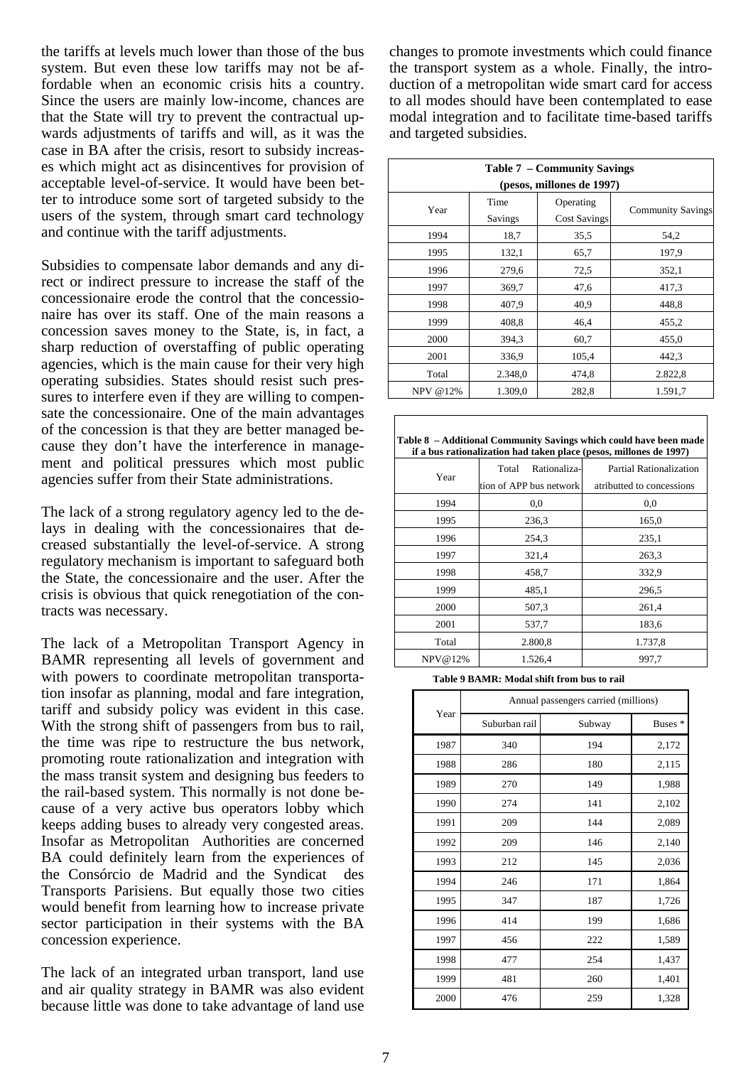the tariffs at levels much lower than those of the bus system. But even these low tariffs may not be affordable when an economic crisis hits a country. Since the users are mainly low-income, chances are that the State will try to prevent the contractual upwards adjustments of tariffs and will, as it was the case in BA after the crisis, resort to subsidy increases which might act as disincentives for provision of acceptable level-of-service. It would have been better to introduce some sort of targeted subsidy to the users of the system, through smart card technology and continue with the tariff adjustments.

Subsidies to compensate labor demands and any direct or indirect pressure to increase the staff of the concessionaire erode the control that the concessionaire has over its staff. One of the main reasons a concession saves money to the State, is, in fact, a sharp reduction of overstaffing of public operating agencies, which is the main cause for their very high operating subsidies. States should resist such pressures to interfere even if they are willing to compensate the concessionaire. One of the main advantages of the concession is that they are better managed because they don't have the interference in management and political pressures which most public agencies suffer from their State administrations.

The lack of a strong regulatory agency led to the delays in dealing with the concessionaires that decreased substantially the level-of-service. A strong regulatory mechanism is important to safeguard both the State, the concessionaire and the user. After the crisis is obvious that quick renegotiation of the contracts was necessary.

The lack of a Metropolitan Transport Agency in BAMR representing all levels of government and with powers to coordinate metropolitan transportation insofar as planning, modal and fare integration, tariff and subsidy policy was evident in this case. With the strong shift of passengers from bus to rail, the time was ripe to restructure the bus network, promoting route rationalization and integration with the mass transit system and designing bus feeders to the rail-based system. This normally is not done because of a very active bus operators lobby which keeps adding buses to already very congested areas. Insofar as Metropolitan Authorities are concerned BA could definitely learn from the experiences of the Consórcio de Madrid and the Syndicat des Transports Parisiens. But equally those two cities would benefit from learning how to increase private sector participation in their systems with the BA concession experience.

The lack of an integrated urban transport, land use and air quality strategy in BAMR was also evident because little was done to take advantage of land use changes to promote investments which could finance the transport system as a whole. Finally, the introduction of a metropolitan wide smart card for access to all modes should have been contemplated to ease modal integration and to facilitate time-based tariffs and targeted subsidies.

**Table 7 – Community Savings (pesos, millones de 1997)**

| Year | Time Savings | Operating Cost Savings | Community Savings |
|---|---|---|---|
| 1994 | 18,7 | 35,5 | 54,2 |
| 1995 | 132,1 | 65,7 | 197,9 |
| 1996 | 279,6 | 72,5 | 352,1 |
| 1997 | 369,7 | 47,6 | 417,3 |
| 1998 | 407,9 | 40,9 | 448,8 |
| 1999 | 408,8 | 46,4 | 455,2 |
| 2000 | 394,3 | 60,7 | 455,0 |
| 2001 | 336,9 | 105,4 | 442,3 |
| Total | 2.348,0 | 474,8 | 2.822,8 |
| NPV @12% | 1.309,0 | 282,8 | 1.591,7 |

**Table 8 – Additional Community Savings which could have been made if a bus rationalization had taken place (pesos, millones de 1997)**

| Year | Total Rationalization of APP bus network | Partial Rationalization atributted to concessions |
|---|---|---|
| 1994 | 0,0 | 0,0 |
| 1995 | 236,3 | 165,0 |
| 1996 | 254,3 | 235,1 |
| 1997 | 321,4 | 263,3 |
| 1998 | 458,7 | 332,9 |
| 1999 | 485,1 | 296,5 |
| 2000 | 507,3 | 261,4 |
| 2001 | 537,7 | 183,6 |
| Total | 2.800,8 | 1.737,8 |
| NPV@12% | 1.526,4 | 997,7 |

**Table 9 BAMR: Modal shift from bus to rail**

| Year | Annual passengers carried (millions) | | |
|---|---|---|---|
| | Suburban rail | Subway | Buses * |
| 1987 | 340 | 194 | 2,172 |
| 1988 | 286 | 180 | 2,115 |
| 1989 | 270 | 149 | 1,988 |
| 1990 | 274 | 141 | 2,102 |
| 1991 | 209 | 144 | 2,089 |
| 1992 | 209 | 146 | 2,140 |
| 1993 | 212 | 145 | 2,036 |
| 1994 | 246 | 171 | 1,864 |
| 1995 | 347 | 187 | 1,726 |
| 1996 | 414 | 199 | 1,686 |
| 1997 | 456 | 222 | 1,589 |
| 1998 | 477 | 254 | 1,437 |
| 1999 | 481 | 260 | 1,401 |
| 2000 | 476 | 259 | 1,328 |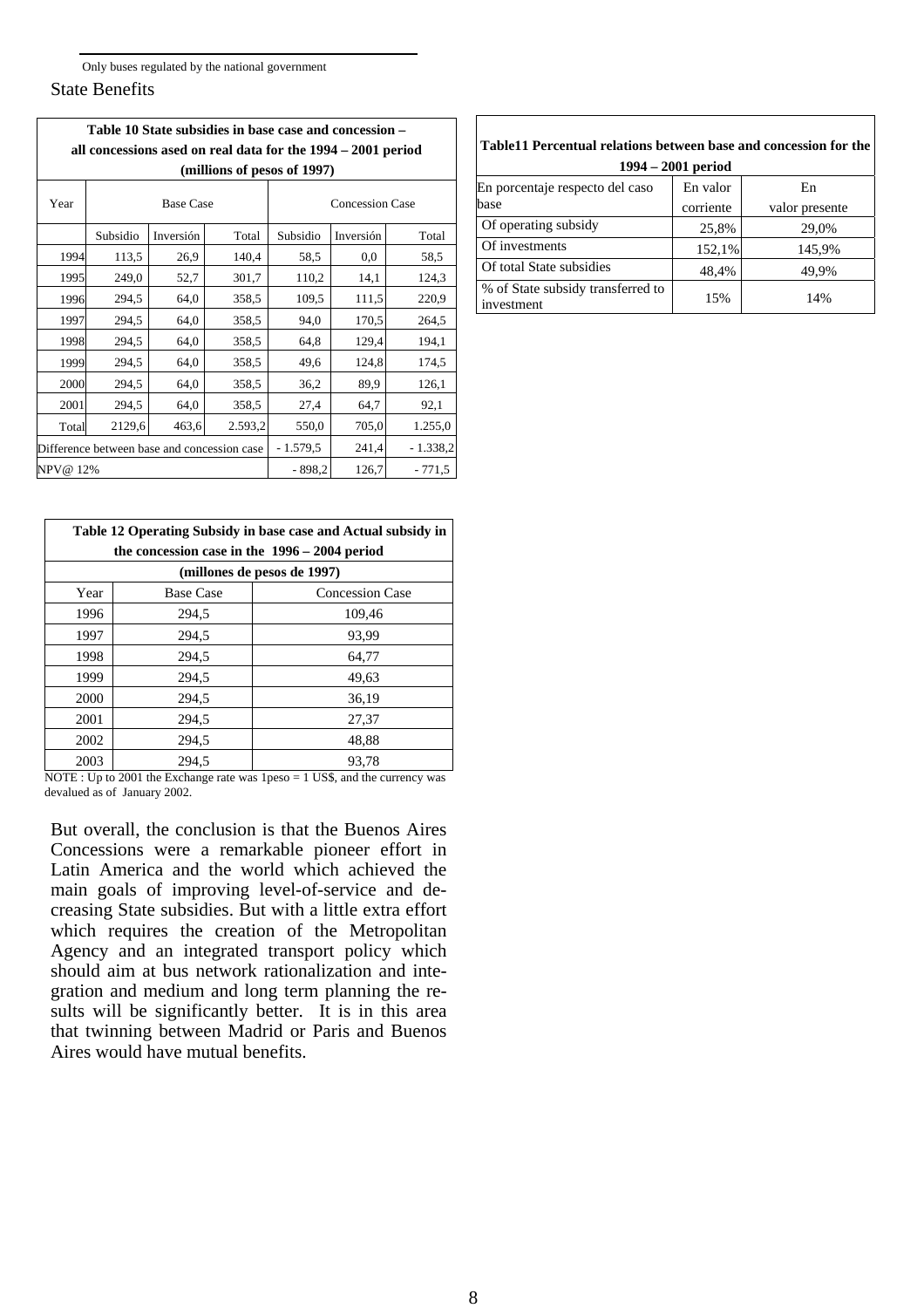Only buses regulated by the national government

State Benefits

| Table 10 State subsidies in base case and concession – all concessions ased on real data for the 1994 – 2001 period (millions of pesos of 1997) | | | | | | |
|---|---|---|---|---|---|---|
| Year | Base Case | | | Concession Case | | |
| | Subsidio | Inversión | Total | Subsidio | Inversión | Total |
| 1994 | 113,5 | 26,9 | 140,4 | 58,5 | 0,0 | 58,5 |
| 1995 | 249,0 | 52,7 | 301,7 | 110,2 | 14,1 | 124,3 |
| 1996 | 294,5 | 64,0 | 358,5 | 109,5 | 111,5 | 220,9 |
| 1997 | 294,5 | 64,0 | 358,5 | 94,0 | 170,5 | 264,5 |
| 1998 | 294,5 | 64,0 | 358,5 | 64,8 | 129,4 | 194,1 |
| 1999 | 294,5 | 64,0 | 358,5 | 49,6 | 124,8 | 174,5 |
| 2000 | 294,5 | 64,0 | 358,5 | 36,2 | 89,9 | 126,1 |
| 2001 | 294,5 | 64,0 | 358,5 | 27,4 | 64,7 | 92,1 |
| Total | 2129,6 | 463,6 | 2.593,2 | 550,0 | 705,0 | 1.255,0 |
| Difference between base and concession case | | | | - 1.579,5 | 241,4 | - 1.338,2 |
| NPV@ 12% | | | | - 898,2 | 126,7 | - 771,5 |

| Table11 Percentual relations between base and concession for the 1994 – 2001 period | | |
|---|---|---|
| En porcentaje respecto del caso base | En valor corriente | En valor presente |
| Of operating subsidy | 25,8% | 29,0% |
| Of investments | 152,1% | 145,9% |
| Of total State subsidies | 48,4% | 49,9% |
| % of State subsidy transferred to investment | 15% | 14% |

| Table 12 Operating Subsidy in base case and Actual subsidy in the concession case in the 1996 – 2004 period (millones de pesos de 1997) | | |
|---|---|---|
| Year | Base Case | Concession Case |
| 1996 | 294,5 | 109,46 |
| 1997 | 294,5 | 93,99 |
| 1998 | 294,5 | 64,77 |
| 1999 | 294,5 | 49,63 |
| 2000 | 294,5 | 36,19 |
| 2001 | 294,5 | 27,37 |
| 2002 | 294,5 | 48,88 |
| 2003 | 294,5 | 93,78 |

NOTE : Up to 2001 the Exchange rate was 1peso = 1 US$, and the currency was devalued as of January 2002.

But overall, the conclusion is that the Buenos Aires Concessions were a remarkable pioneer effort in Latin America and the world which achieved the main goals of improving level-of-service and decreasing State subsidies. But with a little extra effort which requires the creation of the Metropolitan Agency and an integrated transport policy which should aim at bus network rationalization and integration and medium and long term planning the results will be significantly better. It is in this area that twinning between Madrid or Paris and Buenos Aires would have mutual benefits.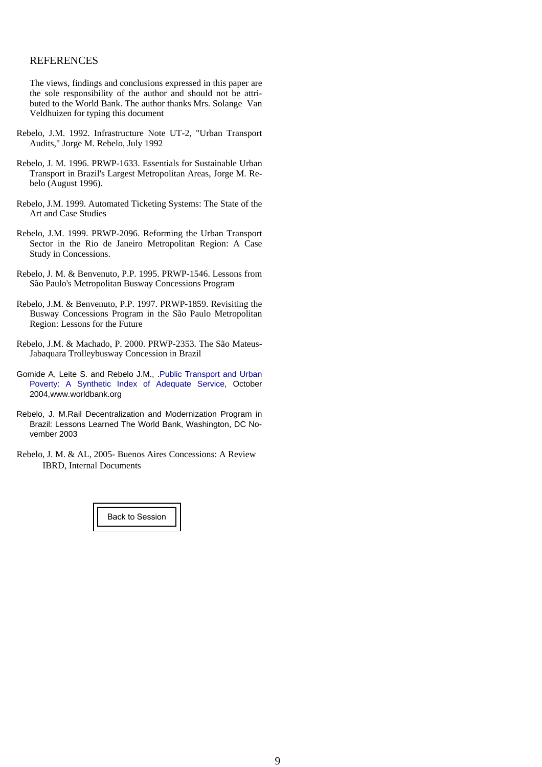## REFERENCES

The views, findings and conclusions expressed in this paper are the sole responsibility of the author and should not be attributed to the World Bank. The author thanks Mrs. Solange Van Veldhuizen for typing this document

Rebelo, J.M. 1992. Infrastructure Note UT-2, "Urban Transport Audits," Jorge M. Rebelo, July 1992

Rebelo, J. M. 1996. PRWP-1633. Essentials for Sustainable Urban Transport in Brazil's Largest Metropolitan Areas, Jorge M. Rebelo (August 1996).

Rebelo, J.M. 1999. Automated Ticketing Systems: The State of the Art and Case Studies

Rebelo, J.M. 1999. PRWP-2096. Reforming the Urban Transport Sector in the Rio de Janeiro Metropolitan Region: A Case Study in Concessions.

Rebelo, J. M. & Benvenuto, P.P. 1995. PRWP-1546. Lessons from São Paulo's Metropolitan Busway Concessions Program

Rebelo, J.M. & Benvenuto, P.P. 1997. PRWP-1859. Revisiting the Busway Concessions Program in the São Paulo Metropolitan Region: Lessons for the Future

Rebelo, J.M. & Machado, P. 2000. PRWP-2353. The São Mateus-Jabaquara Trolleybusway Concession in Brazil

Gomide A, Leite S. and Rebelo J.M., .Public Transport and Urban Poverty: A Synthetic Index of Adequate Service, October 2004,www.worldbank.org

Rebelo, J. M.Rail Decentralization and Modernization Program in Brazil: Lessons Learned The World Bank, Washington, DC November 2003

Rebelo, J. M. & AL, 2005- Buenos Aires Concessions: A Review IBRD, Internal Documents

Back to Session